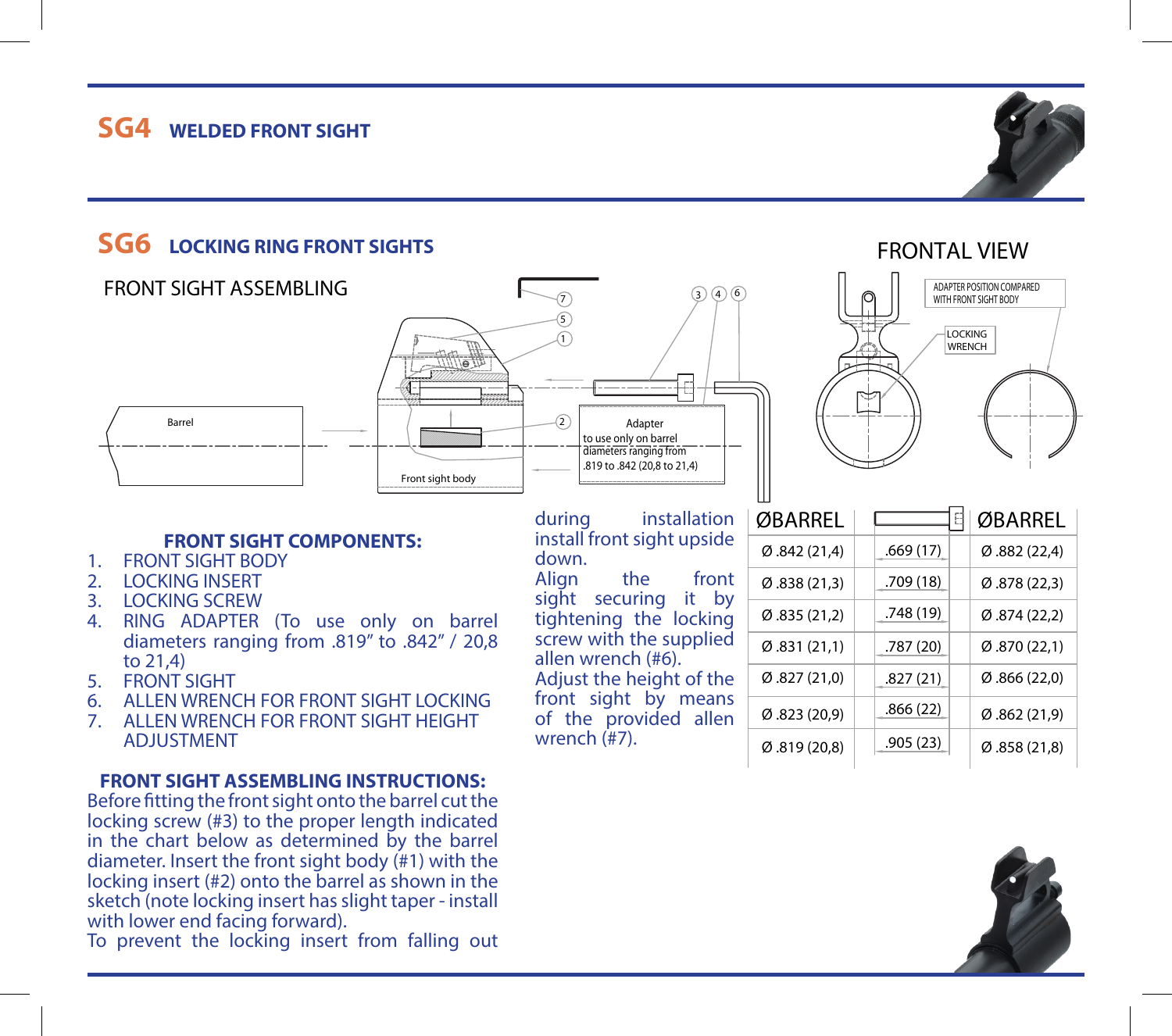# SG4 WELDED FRONT SIGHT

# SG6 LOCKING RING FRONT SIGHTS

FRONT SIGHT ASSEMBLING

FRONTAL VIEW

Barrel

Front sight body

Adapter
to use only on barrel diameters ranging from .819 to .842 (20,8 to 21,4)

ADAPTER POSITION COMPARED WITH FRONT SIGHT BODY

LOCKING WRENCH

### FRONT SIGHT COMPONENTS:

1. FRONT SIGHT BODY
2. LOCKING INSERT
3. LOCKING SCREW
4. RING ADAPTER (To use only on barrel diameters ranging from .819" to .842" / 20,8 to 21,4)
5. FRONT SIGHT
6. ALLEN WRENCH FOR FRONT SIGHT LOCKING
7. ALLEN WRENCH FOR FRONT SIGHT HEIGHT ADJUSTMENT

### FRONT SIGHT ASSEMBLING INSTRUCTIONS:

Before fitting the front sight onto the barrel cut the locking screw (#3) to the proper length indicated in the chart below as determined by the barrel diameter. Insert the front sight body (#1) with the locking insert (#2) onto the barrel as shown in the sketch (note locking insert has slight taper - install with lower end facing forward).
To prevent the locking insert from falling out during installation install front sight upside down.
Align the front sight securing it by tightening the locking screw with the supplied allen wrench (#6).
Adjust the height of the front sight by means of the provided allen wrench (#7).

| ØBARREL | | ØBARREL |
|---|---|---|
| Ø .842 (21,4) | .669 (17) | Ø .882 (22,4) |
| Ø .838 (21,3) | .709 (18) | Ø .878 (22,3) |
| Ø .835 (21,2) | .748 (19) | Ø .874 (22,2) |
| Ø .831 (21,1) | .787 (20) | Ø .870 (22,1) |
| Ø .827 (21,0) | .827 (21) | Ø .866 (22,0) |
| Ø .823 (20,9) | .866 (22) | Ø .862 (21,9) |
| Ø .819 (20,8) | .905 (23) | Ø .858 (21,8) |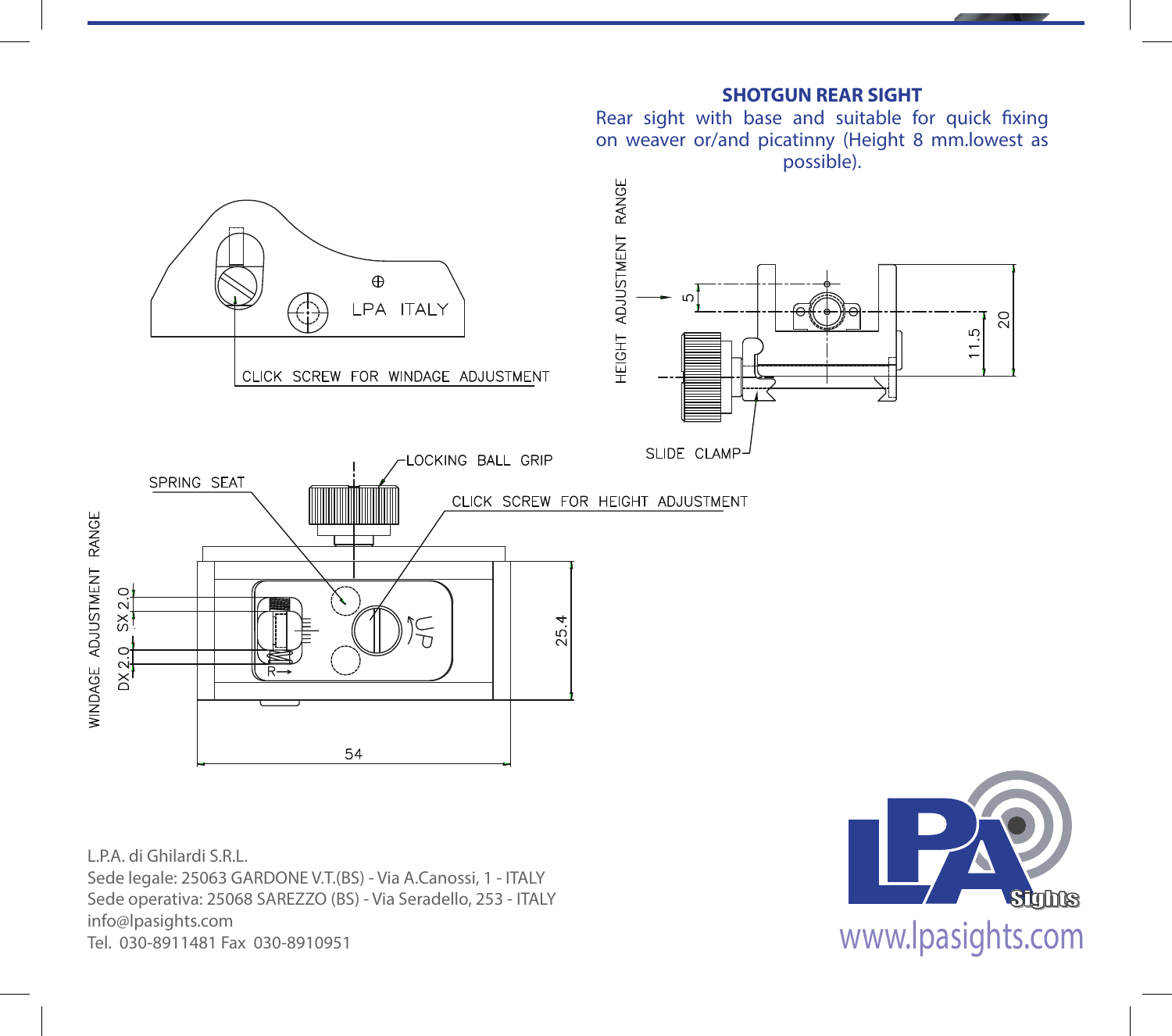## SHOTGUN REAR SIGHT

Rear sight with base and suitable for quick fixing on weaver or/and picatinny (Height 8 mm.lowest as possible).

CLICK SCREW FOR WINDAGE ADJUSTMENT

LPA ITALY

HEIGHT ADJUSTMENT RANGE

5

11.5

20

SLIDE CLAMP

LOCKING BALL GRIP

SPRING SEAT

CLICK SCREW FOR HEIGHT ADJUSTMENT

WINDAGE ADJUSTMENT RANGE

SX 2.0

DX 2.0

R

UP

25.4

54

L.P.A. di Ghilardi S.R.L.
Sede legale: 25063 GARDONE V.T.(BS) - Via A.Canossi, 1 - ITALY
Sede operativa: 25068 SAREZZO (BS) - Via Seradello, 253 - ITALY
info@lpasights.com
Tel. 030-8911481 Fax 030-8910951

LPA Sights
www.lpasights.com